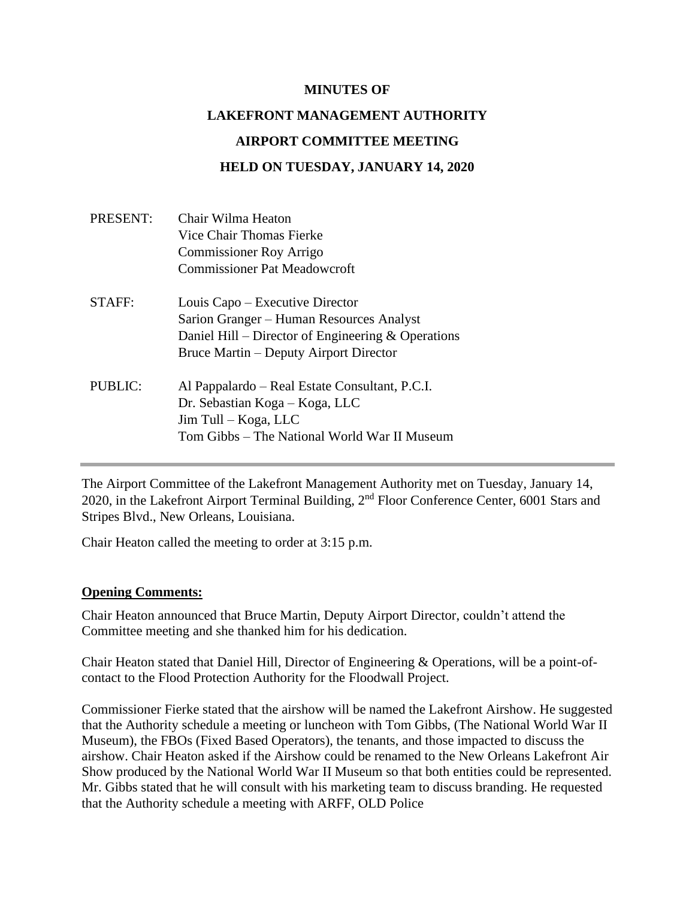**MINUTES OF**

**LAKEFRONT MANAGEMENT AUTHORITY**

**AIRPORT COMMITTEE MEETING**

**HELD ON TUESDAY, JANUARY 14, 2020**

PRESENT: Chair Wilma Heaton
Vice Chair Thomas Fierke
Commissioner Roy Arrigo
Commissioner Pat Meadowcroft

STAFF: Louis Capo – Executive Director
Sarion Granger – Human Resources Analyst
Daniel Hill – Director of Engineering & Operations
Bruce Martin – Deputy Airport Director

PUBLIC: Al Pappalardo – Real Estate Consultant, P.C.I.
Dr. Sebastian Koga – Koga, LLC
Jim Tull – Koga, LLC
Tom Gibbs – The National World War II Museum

---

The Airport Committee of the Lakefront Management Authority met on Tuesday, January 14, 2020, in the Lakefront Airport Terminal Building, 2nd Floor Conference Center, 6001 Stars and Stripes Blvd., New Orleans, Louisiana.

Chair Heaton called the meeting to order at 3:15 p.m.

**Opening Comments:**

Chair Heaton announced that Bruce Martin, Deputy Airport Director, couldn't attend the Committee meeting and she thanked him for his dedication.

Chair Heaton stated that Daniel Hill, Director of Engineering & Operations, will be a point-of-contact to the Flood Protection Authority for the Floodwall Project.

Commissioner Fierke stated that the airshow will be named the Lakefront Airshow. He suggested that the Authority schedule a meeting or luncheon with Tom Gibbs, (The National World War II Museum), the FBOs (Fixed Based Operators), the tenants, and those impacted to discuss the airshow. Chair Heaton asked if the Airshow could be renamed to the New Orleans Lakefront Air Show produced by the National World War II Museum so that both entities could be represented. Mr. Gibbs stated that he will consult with his marketing team to discuss branding. He requested that the Authority schedule a meeting with ARFF, OLD Police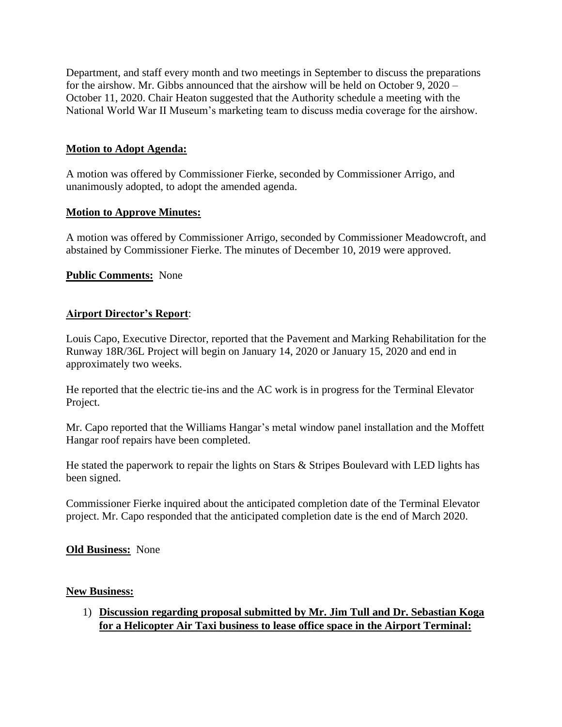Department, and staff every month and two meetings in September to discuss the preparations for the airshow. Mr. Gibbs announced that the airshow will be held on October 9, 2020 – October 11, 2020. Chair Heaton suggested that the Authority schedule a meeting with the National World War II Museum's marketing team to discuss media coverage for the airshow.

**Motion to Adopt Agenda:**

A motion was offered by Commissioner Fierke, seconded by Commissioner Arrigo, and unanimously adopted, to adopt the amended agenda.

**Motion to Approve Minutes:**

A motion was offered by Commissioner Arrigo, seconded by Commissioner Meadowcroft, and abstained by Commissioner Fierke. The minutes of December 10, 2019 were approved.

**Public Comments:** None

**Airport Director's Report**:

Louis Capo, Executive Director, reported that the Pavement and Marking Rehabilitation for the Runway 18R/36L Project will begin on January 14, 2020 or January 15, 2020 and end in approximately two weeks.

He reported that the electric tie-ins and the AC work is in progress for the Terminal Elevator Project.

Mr. Capo reported that the Williams Hangar's metal window panel installation and the Moffett Hangar roof repairs have been completed.

He stated the paperwork to repair the lights on Stars & Stripes Boulevard with LED lights has been signed.

Commissioner Fierke inquired about the anticipated completion date of the Terminal Elevator project. Mr. Capo responded that the anticipated completion date is the end of March 2020.

**Old Business:** None

**New Business:**

1) **Discussion regarding proposal submitted by Mr. Jim Tull and Dr. Sebastian Koga for a Helicopter Air Taxi business to lease office space in the Airport Terminal:**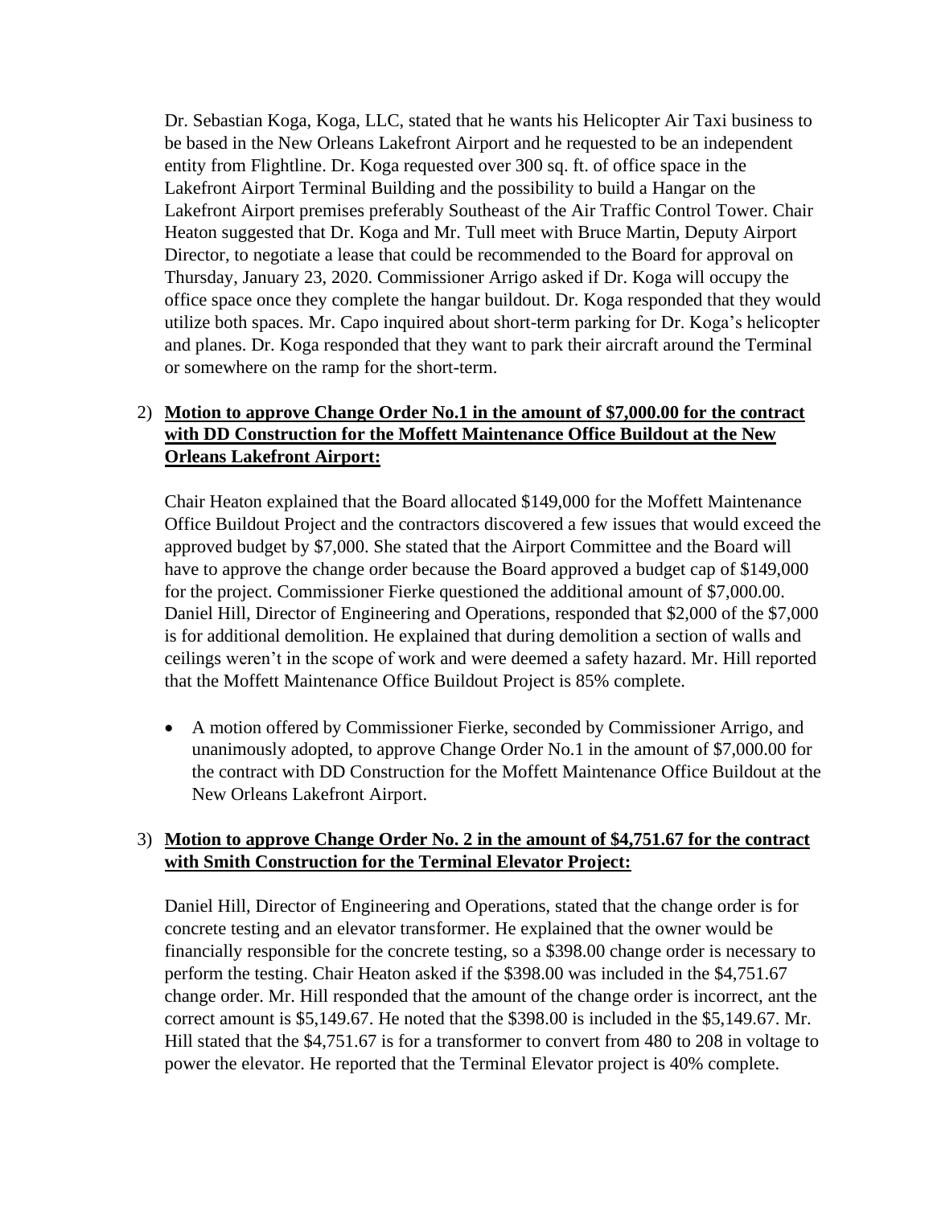Dr. Sebastian Koga, Koga, LLC, stated that he wants his Helicopter Air Taxi business to be based in the New Orleans Lakefront Airport and he requested to be an independent entity from Flightline. Dr. Koga requested over 300 sq. ft. of office space in the Lakefront Airport Terminal Building and the possibility to build a Hangar on the Lakefront Airport premises preferably Southeast of the Air Traffic Control Tower. Chair Heaton suggested that Dr. Koga and Mr. Tull meet with Bruce Martin, Deputy Airport Director, to negotiate a lease that could be recommended to the Board for approval on Thursday, January 23, 2020. Commissioner Arrigo asked if Dr. Koga will occupy the office space once they complete the hangar buildout. Dr. Koga responded that they would utilize both spaces. Mr. Capo inquired about short-term parking for Dr. Koga's helicopter and planes. Dr. Koga responded that they want to park their aircraft around the Terminal or somewhere on the ramp for the short-term.

2) **<u>Motion to approve Change Order No.1 in the amount of $7,000.00 for the contract with DD Construction for the Moffett Maintenance Office Buildout at the New Orleans Lakefront Airport:</u>**

   Chair Heaton explained that the Board allocated $149,000 for the Moffett Maintenance Office Buildout Project and the contractors discovered a few issues that would exceed the approved budget by $7,000. She stated that the Airport Committee and the Board will have to approve the change order because the Board approved a budget cap of $149,000 for the project. Commissioner Fierke questioned the additional amount of $7,000.00. Daniel Hill, Director of Engineering and Operations, responded that $2,000 of the $7,000 is for additional demolition. He explained that during demolition a section of walls and ceilings weren't in the scope of work and were deemed a safety hazard. Mr. Hill reported that the Moffett Maintenance Office Buildout Project is 85% complete.

   - A motion offered by Commissioner Fierke, seconded by Commissioner Arrigo, and unanimously adopted, to approve Change Order No.1 in the amount of $7,000.00 for the contract with DD Construction for the Moffett Maintenance Office Buildout at the New Orleans Lakefront Airport.

3) **<u>Motion to approve Change Order No. 2 in the amount of $4,751.67 for the contract with Smith Construction for the Terminal Elevator Project:</u>**

   Daniel Hill, Director of Engineering and Operations, stated that the change order is for concrete testing and an elevator transformer. He explained that the owner would be financially responsible for the concrete testing, so a $398.00 change order is necessary to perform the testing. Chair Heaton asked if the $398.00 was included in the $4,751.67 change order. Mr. Hill responded that the amount of the change order is incorrect, ant the correct amount is $5,149.67. He noted that the $398.00 is included in the $5,149.67. Mr. Hill stated that the $4,751.67 is for a transformer to convert from 480 to 208 in voltage to power the elevator. He reported that the Terminal Elevator project is 40% complete.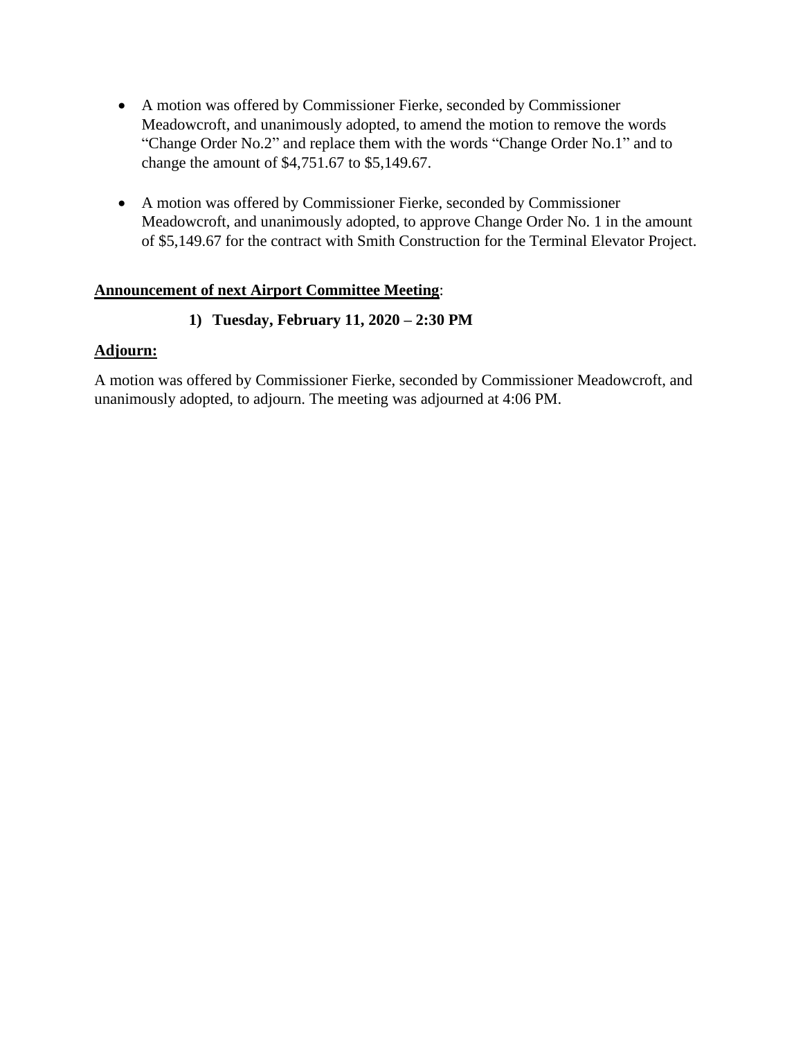- A motion was offered by Commissioner Fierke, seconded by Commissioner Meadowcroft, and unanimously adopted, to amend the motion to remove the words "Change Order No.2" and replace them with the words "Change Order No.1" and to change the amount of $4,751.67 to $5,149.67.

- A motion was offered by Commissioner Fierke, seconded by Commissioner Meadowcroft, and unanimously adopted, to approve Change Order No. 1 in the amount of $5,149.67 for the contract with Smith Construction for the Terminal Elevator Project.

**Announcement of next Airport Committee Meeting**:

1) **Tuesday, February 11, 2020 – 2:30 PM**

**Adjourn:**

A motion was offered by Commissioner Fierke, seconded by Commissioner Meadowcroft, and unanimously adopted, to adjourn. The meeting was adjourned at 4:06 PM.